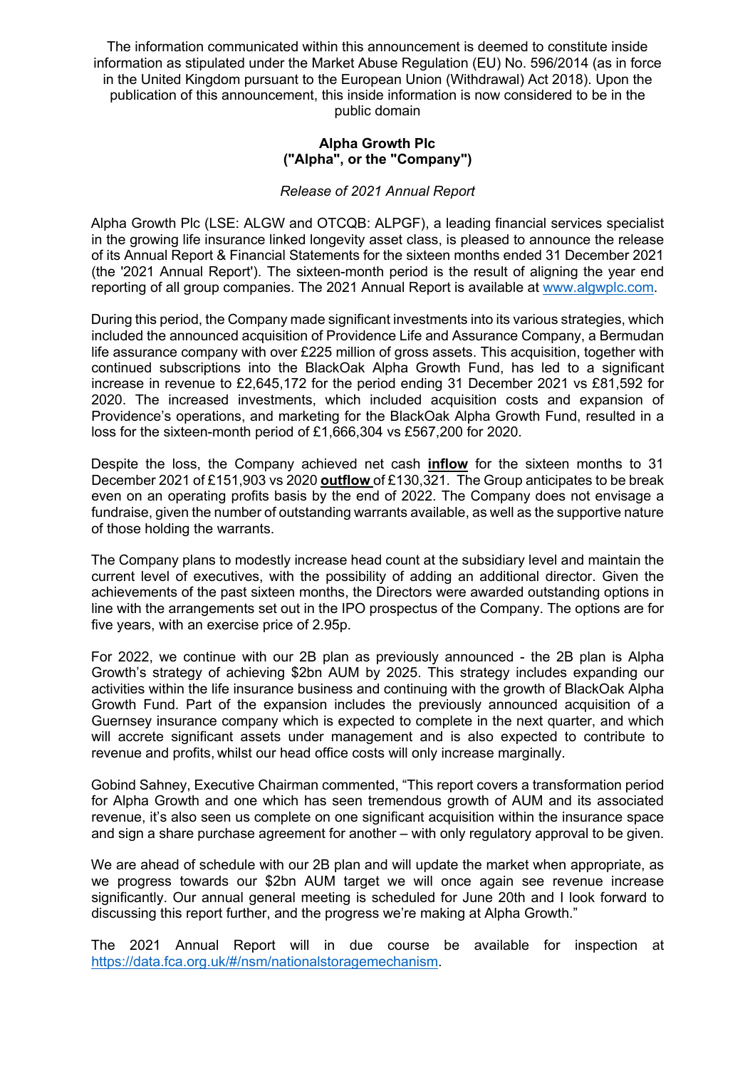The information communicated within this announcement is deemed to constitute inside information as stipulated under the Market Abuse Regulation (EU) No. 596/2014 (as in force in the United Kingdom pursuant to the European Union (Withdrawal) Act 2018). Upon the publication of this announcement, this inside information is now considered to be in the public domain

**Alpha Growth Plc**
**("Alpha", or the "Company")**

*Release of 2021 Annual Report*

Alpha Growth Plc (LSE: ALGW and OTCQB: ALPGF), a leading financial services specialist in the growing life insurance linked longevity asset class, is pleased to announce the release of its Annual Report & Financial Statements for the sixteen months ended 31 December 2021 (the '2021 Annual Report'). The sixteen-month period is the result of aligning the year end reporting of all group companies. The 2021 Annual Report is available at [www.algwplc.com](www.algwplc.com).

During this period, the Company made significant investments into its various strategies, which included the announced acquisition of Providence Life and Assurance Company, a Bermudan life assurance company with over £225 million of gross assets. This acquisition, together with continued subscriptions into the BlackOak Alpha Growth Fund, has led to a significant increase in revenue to £2,645,172 for the period ending 31 December 2021 vs £81,592 for 2020. The increased investments, which included acquisition costs and expansion of Providence's operations, and marketing for the BlackOak Alpha Growth Fund, resulted in a loss for the sixteen-month period of £1,666,304 vs £567,200 for 2020.

Despite the loss, the Company achieved net cash **inflow** for the sixteen months to 31 December 2021 of £151,903 vs 2020 **outflow** of £130,321. The Group anticipates to be break even on an operating profits basis by the end of 2022. The Company does not envisage a fundraise, given the number of outstanding warrants available, as well as the supportive nature of those holding the warrants.

The Company plans to modestly increase head count at the subsidiary level and maintain the current level of executives, with the possibility of adding an additional director. Given the achievements of the past sixteen months, the Directors were awarded outstanding options in line with the arrangements set out in the IPO prospectus of the Company. The options are for five years, with an exercise price of 2.95p.

For 2022, we continue with our 2B plan as previously announced - the 2B plan is Alpha Growth's strategy of achieving $2bn AUM by 2025. This strategy includes expanding our activities within the life insurance business and continuing with the growth of BlackOak Alpha Growth Fund. Part of the expansion includes the previously announced acquisition of a Guernsey insurance company which is expected to complete in the next quarter, and which will accrete significant assets under management and is also expected to contribute to revenue and profits, whilst our head office costs will only increase marginally.

Gobind Sahney, Executive Chairman commented, "This report covers a transformation period for Alpha Growth and one which has seen tremendous growth of AUM and its associated revenue, it's also seen us complete on one significant acquisition within the insurance space and sign a share purchase agreement for another – with only regulatory approval to be given.

We are ahead of schedule with our 2B plan and will update the market when appropriate, as we progress towards our $2bn AUM target we will once again see revenue increase significantly. Our annual general meeting is scheduled for June 20th and I look forward to discussing this report further, and the progress we're making at Alpha Growth."

The 2021 Annual Report will in due course be available for inspection at [https://data.fca.org.uk/#/nsm/nationalstoragemechanism](https://data.fca.org.uk/#/nsm/nationalstoragemechanism).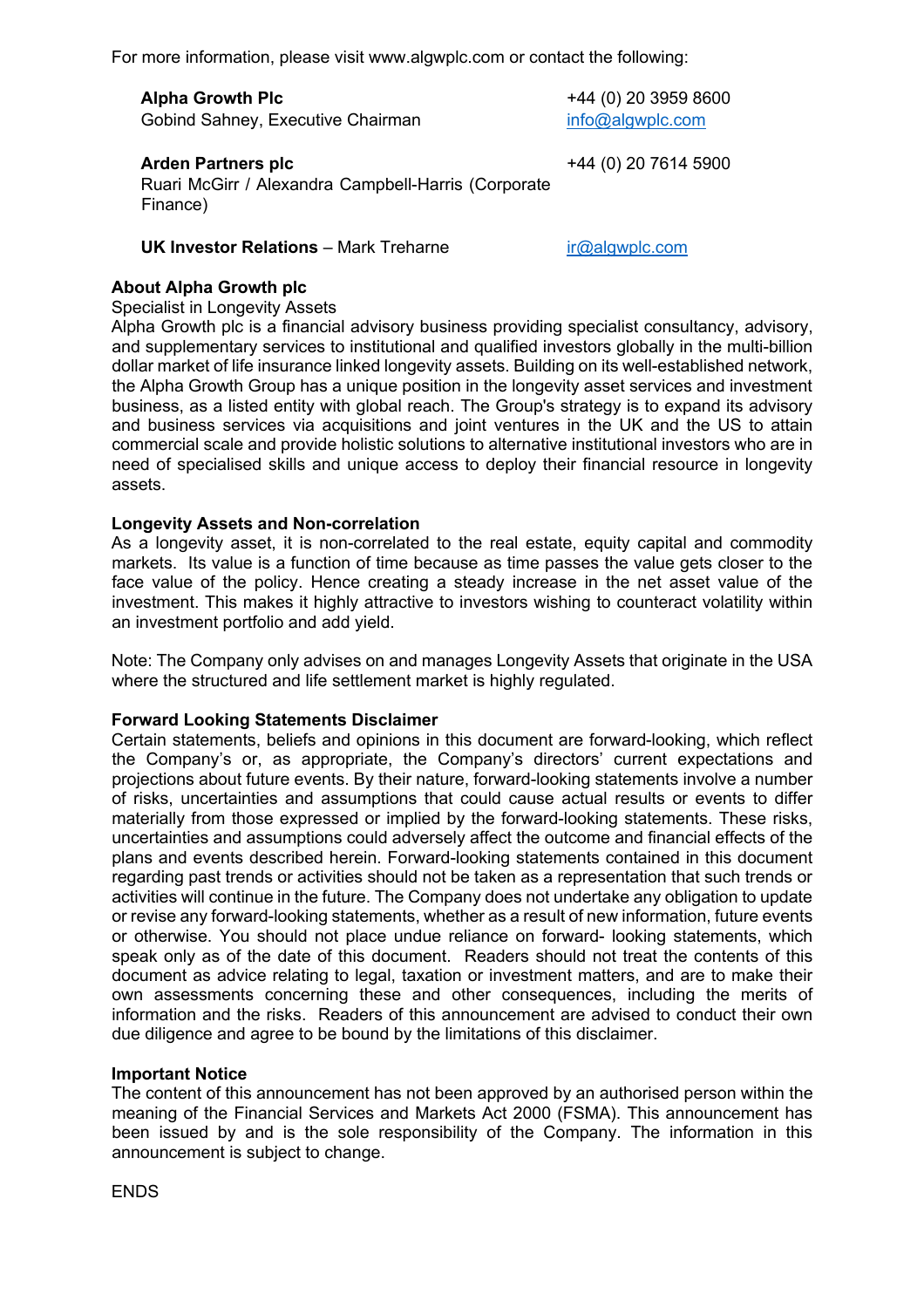For more information, please visit www.algwplc.com or contact the following:

| | |
|---|---|
| **Alpha Growth Plc**<br>Gobind Sahney, Executive Chairman | +44 (0) 20 3959 8600<br>info@algwplc.com |
| **Arden Partners plc**<br>Ruari McGirr / Alexandra Campbell-Harris (Corporate Finance) | +44 (0) 20 7614 5900 |
| **UK Investor Relations** – Mark Treharne | ir@algwplc.com |

**About Alpha Growth plc**

Specialist in Longevity Assets

Alpha Growth plc is a financial advisory business providing specialist consultancy, advisory, and supplementary services to institutional and qualified investors globally in the multi-billion dollar market of life insurance linked longevity assets. Building on its well-established network, the Alpha Growth Group has a unique position in the longevity asset services and investment business, as a listed entity with global reach. The Group's strategy is to expand its advisory and business services via acquisitions and joint ventures in the UK and the US to attain commercial scale and provide holistic solutions to alternative institutional investors who are in need of specialised skills and unique access to deploy their financial resource in longevity assets.

**Longevity Assets and Non-correlation**

As a longevity asset, it is non-correlated to the real estate, equity capital and commodity markets. Its value is a function of time because as time passes the value gets closer to the face value of the policy. Hence creating a steady increase in the net asset value of the investment. This makes it highly attractive to investors wishing to counteract volatility within an investment portfolio and add yield.

Note: The Company only advises on and manages Longevity Assets that originate in the USA where the structured and life settlement market is highly regulated.

**Forward Looking Statements Disclaimer**

Certain statements, beliefs and opinions in this document are forward-looking, which reflect the Company's or, as appropriate, the Company's directors' current expectations and projections about future events. By their nature, forward-looking statements involve a number of risks, uncertainties and assumptions that could cause actual results or events to differ materially from those expressed or implied by the forward-looking statements. These risks, uncertainties and assumptions could adversely affect the outcome and financial effects of the plans and events described herein. Forward-looking statements contained in this document regarding past trends or activities should not be taken as a representation that such trends or activities will continue in the future. The Company does not undertake any obligation to update or revise any forward-looking statements, whether as a result of new information, future events or otherwise. You should not place undue reliance on forward- looking statements, which speak only as of the date of this document. Readers should not treat the contents of this document as advice relating to legal, taxation or investment matters, and are to make their own assessments concerning these and other consequences, including the merits of information and the risks. Readers of this announcement are advised to conduct their own due diligence and agree to be bound by the limitations of this disclaimer.

**Important Notice**

The content of this announcement has not been approved by an authorised person within the meaning of the Financial Services and Markets Act 2000 (FSMA). This announcement has been issued by and is the sole responsibility of the Company. The information in this announcement is subject to change.

ENDS